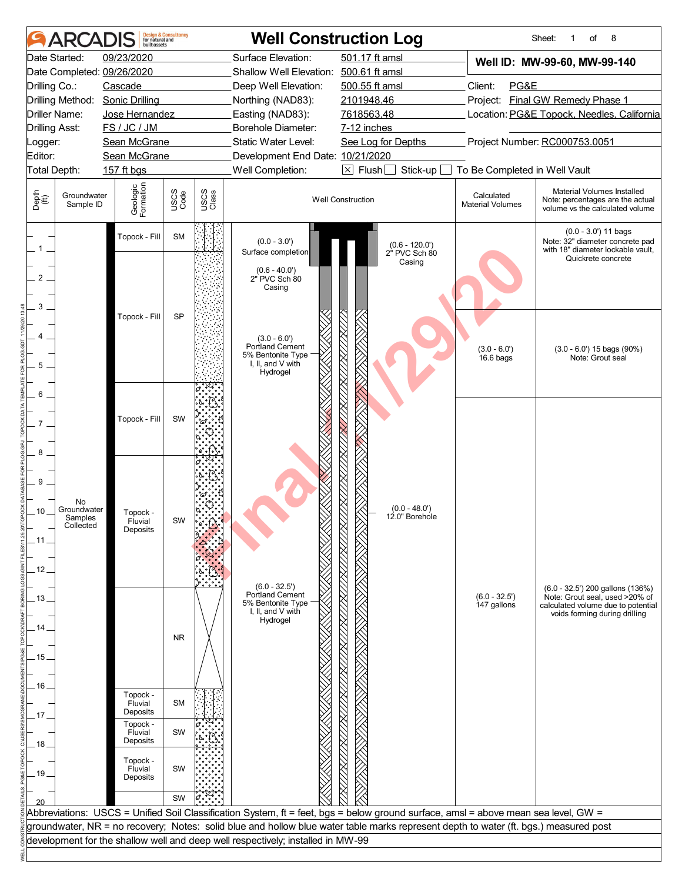# ARCADIS Design & Consultancy for natural and built assets

## Well Construction Log

| | | | | | |
|---|---|---|---|---|---|
| Date Started: | 09/23/2020 | Surface Elevation: | 501.17 ft amsl | **Well ID: MW-99-60, MW-99-140** | |
| Date Completed: | 09/26/2020 | Shallow Well Elevation: | 500.61 ft amsl | | |
| Drilling Co.: | Cascade | Deep Well Elevation: | 500.55 ft amsl | Client: | PG&E |
| Drilling Method: | Sonic Drilling | Northing (NAD83): | 2101948.46 | Project: | Final GW Remedy Phase 1 |
| Driller Name: | Jose Hernandez | Easting (NAD83): | 7618563.48 | Location: | PG&E Topock, Needles, California |
| Drilling Asst: | FS / JC / JM | Borehole Diameter: | 7-12 inches | | |
| Logger: | Sean McGrane | Static Water Level: | See Log for Depths | Project Number: | RC000753.0051 |
| Editor: | Sean McGrane | Development End Date: | 10/21/2020 | | |
| Total Depth: | 157 ft bgs | Well Completion: | ☒ Flush ☐ Stick-up ☐ To Be Completed in Well Vault | | |

| Depth (ft) | Groundwater Sample ID | Geologic Formation | USCS Code | Well Construction | Calculated Material Volumes | Material Volumes Installed (Note: percentages are the actual volume vs the calculated volume) |
|---|---|---|---|---|---|---|
| 0–1 | No Groundwater Samples Collected | Topock - Fill | SM | (0.0 - 3.0') Surface completion; (0.6 - 120.0') 2" PVC Sch 80 Casing | | (0.0 - 3.0') 11 bags. Note: 32" diameter concrete pad with 18" diameter lockable vault, Quickrete concrete |
| 1–5.5 | | Topock - Fill | SP | (0.6 - 40.0') 2" PVC Sch 80 Casing; (3.0 - 6.0') Portland Cement 5% Bentonite Type I, II, and V with Hydrogel | (3.0 - 6.0') 16.6 bags | (3.0 - 6.0') 15 bags (90%). Note: Grout seal |
| 5.5–8 | | Topock - Fill | SW | (0.0 - 48.0') 12.0" Borehole | | |
| 8–12.5 | | Topock - Fluvial Deposits | SW | | | |
| 12.5–16 | | | NR | (6.0 - 32.5') Portland Cement 5% Bentonite Type I, II, and V with Hydrogel | (6.0 - 32.5') 147 gallons | (6.0 - 32.5') 200 gallons (136%). Note: Grout seal, used >20% of calculated volume due to potential voids forming during drilling |
| 16–17 | | Topock - Fluvial Deposits | SM | | | |
| 17–18 | | Topock - Fluvial Deposits | SW | | | |
| 18–19.5 | | Topock - Fluvial Deposits | SW | | | |
| 19.5–20 | | | SW | | | |

Abbreviations: USCS = Unified Soil Classification System, ft = feet, bgs = below ground surface, amsl = above mean sea level, GW = groundwater, NR = no recovery; Notes: solid blue and hollow blue water table marks represent depth to water (ft. bgs.) measured post development for the shallow well and deep well respectively; installed in MW-99

Final 11/29/20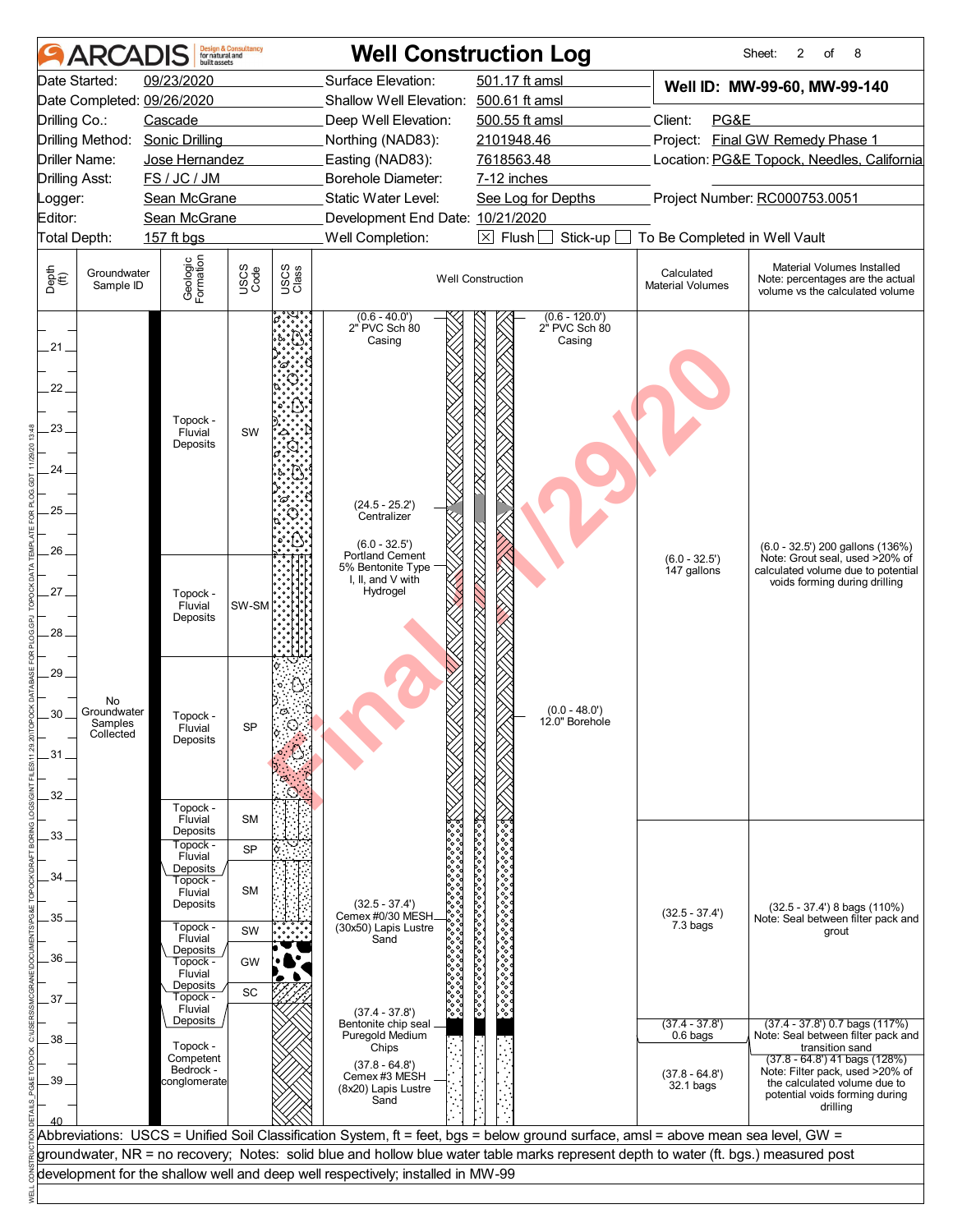# ARCADIS Well Construction Log

Sheet: 2 of 8

| | | | |
|---|---|---|---|
| Date Started: | 09/23/2020 | Surface Elevation: | 501.17 ft amsl |
| Date Completed: | 09/26/2020 | Shallow Well Elevation: | 500.61 ft amsl |
| Drilling Co.: | Cascade | Deep Well Elevation: | 500.55 ft amsl |
| Drilling Method: | Sonic Drilling | Northing (NAD83): | 2101948.46 |
| Driller Name: | Jose Hernandez | Easting (NAD83): | 7618563.48 |
| Drilling Asst: | FS / JC / JM | Borehole Diameter: | 7-12 inches |
| Logger: | Sean McGrane | Static Water Level: | See Log for Depths |
| Editor: | Sean McGrane | Development End Date: | 10/21/2020 |
| Total Depth: | 157 ft bgs | Well Completion: | ☒ Flush ☐ Stick-up ☐ To Be Completed in Well Vault |

**Well ID: MW-99-60, MW-99-140**

Client: PG&E
Project: Final GW Remedy Phase 1
Location: PG&E Topock, Needles, California
Project Number: RC000753.0051

| Depth (ft) | Groundwater Sample ID | Geologic Formation | USCS Code |
|---|---|---|---|
| 20–26.1 | No Groundwater Samples Collected | Topock - Fluvial Deposits | SW |
| 26.1–28.6 | | Topock - Fluvial Deposits | SW-SM |
| 28.6–32.1 | | Topock - Fluvial Deposits | SP |
| 32.1–33.0 | | Topock - Fluvial Deposits | SM |
| 33.0–33.7 | | Topock - Fluvial Deposits | SP |
| 33.7–35.1 | | Topock - Fluvial Deposits | SM |
| 35.1–35.7 | | Topock - Fluvial Deposits | SW |
| 35.7–36.6 | | Topock - Fluvial Deposits | GW |
| 36.6–37.5 | | Topock - Fluvial Deposits | SC |
| 37.5–40 | | Topock - Competent Bedrock - conglomerate | |

**Well Construction:**

- (0.6 - 40.0') 2" PVC Sch 80 Casing
- (0.6 - 120.0') 2" PVC Sch 80 Casing
- (24.5 - 25.2') Centralizer
- (0.0 - 48.0') 12.0" Borehole
- (6.0 - 32.5') Portland Cement 5% Bentonite Type I, II, and V with Hydrogel
- (32.5 - 37.4') Cemex #0/30 MESH (30x50) Lapis Lustre Sand
- (37.4 - 37.8') Bentonite chip seal Puregold Medium Chips
- (37.8 - 64.8') Cemex #3 MESH (8x20) Lapis Lustre Sand

| Calculated Material Volumes | Material Volumes Installed (Note: percentages are the actual volume vs the calculated volume) |
|---|---|
| (6.0 - 32.5') 147 gallons | (6.0 - 32.5') 200 gallons (136%) Note: Grout seal, used >20% of calculated volume due to potential voids forming during drilling |
| (32.5 - 37.4') 7.3 bags | (32.5 - 37.4') 8 bags (110%) Note: Seal between filter pack and grout |
| (37.4 - 37.8') 0.6 bags | (37.4 - 37.8') 0.7 bags (117%) Note: Seal between filter pack and transition sand |
| (37.8 - 64.8') 32.1 bags | (37.8 - 64.8') 41 bags (128%) Note: Filter pack, used >20% of the calculated volume due to potential voids forming during drilling |

Abbreviations: USCS = Unified Soil Classification System, ft = feet, bgs = below ground surface, amsl = above mean sea level, GW = groundwater, NR = no recovery; Notes: solid blue and hollow blue water table marks represent depth to water (ft. bgs.) measured post development for the shallow well and deep well respectively; installed in MW-99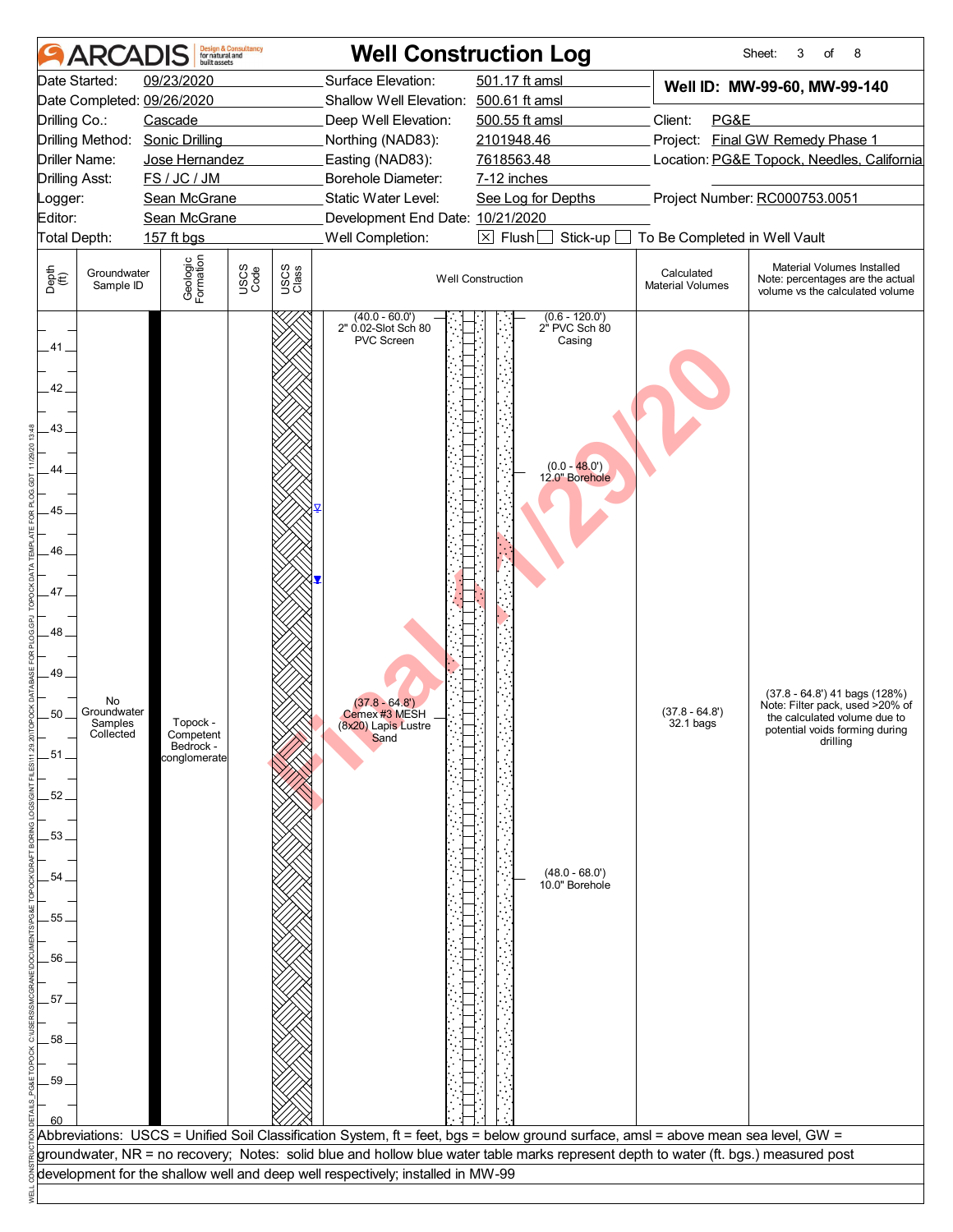# ARCADIS Well Construction Log

Sheet: 3 of 8

| | | | |
|---|---|---|---|
| Date Started: 09/23/2020 | Surface Elevation: 501.17 ft amsl | Well ID: MW-99-60, MW-99-140 | |
| Date Completed: 09/26/2020 | Shallow Well Elevation: 500.61 ft amsl | | |
| Drilling Co.: Cascade | Deep Well Elevation: 500.55 ft amsl | Client: PG&E | |
| Drilling Method: Sonic Drilling | Northing (NAD83): 2101948.46 | Project: Final GW Remedy Phase 1 | |
| Driller Name: Jose Hernandez | Easting (NAD83): 7618563.48 | Location: PG&E Topock, Needles, California | |
| Drilling Asst: FS / JC / JM | Borehole Diameter: 7-12 inches | | |
| Logger: Sean McGrane | Static Water Level: See Log for Depths | Project Number: RC000753.0051 | |
| Editor: Sean McGrane | Development End Date: 10/21/2020 | | |
| Total Depth: 157 ft bgs | Well Completion: ☒ Flush ☐ Stick-up ☐ To Be Completed in Well Vault | | |

| Depth (ft) | Groundwater Sample ID | Geologic Formation | USCS Code | USCS Class | Well Construction | Calculated Material Volumes | Material Volumes Installed Note: percentages are the actual volume vs the calculated volume |
|---|---|---|---|---|---|---|---|
| 40–60 | No Groundwater Samples Collected | Topock - Competent Bedrock - conglomerate | | | (40.0 - 60.0') 2" 0.02-Slot Sch 80 PVC Screen; (0.6 - 120.0') 2" PVC Sch 80 Casing; (0.0 - 48.0') 12.0" Borehole; (37.8 - 64.8') Cemex #3 MESH (8x20) Lapis Lustre Sand; (48.0 - 68.0') 10.0" Borehole | (37.8 - 64.8') 32.1 bags | (37.8 - 64.8') 41 bags (128%) Note: Filter pack, used >20% of the calculated volume due to potential voids forming during drilling |

Water level marks: hollow (deep well) at approx. 45 ft; solid (shallow well) at approx. 46.7 ft.

Final 11/29/20

Abbreviations: USCS = Unified Soil Classification System, ft = feet, bgs = below ground surface, amsl = above mean sea level, GW = groundwater, NR = no recovery; Notes: solid blue and hollow blue water table marks represent depth to water (ft. bgs.) measured post development for the shallow well and deep well respectively; installed in MW-99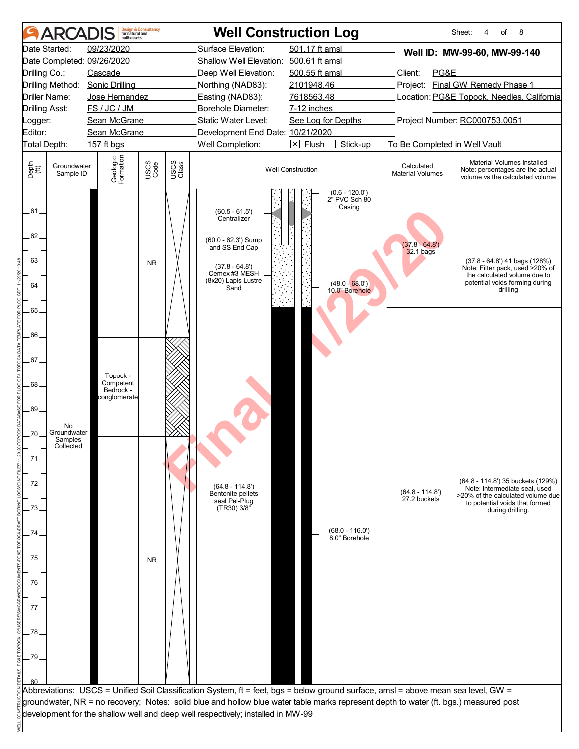# ARCADIS — Well Construction Log

Sheet: 4 of 8

| | | | |
|---|---|---|---|
| Date Started: | 09/23/2020 | Surface Elevation: | 501.17 ft amsl |
| Date Completed: | 09/26/2020 | Shallow Well Elevation: | 500.61 ft amsl |
| Drilling Co.: | Cascade | Deep Well Elevation: | 500.55 ft amsl |
| Drilling Method: | Sonic Drilling | Northing (NAD83): | 2101948.46 |
| Driller Name: | Jose Hernandez | Easting (NAD83): | 7618563.48 |
| Drilling Asst: | FS / JC / JM | Borehole Diameter: | 7-12 inches |
| Logger: | Sean McGrane | Static Water Level: | See Log for Depths |
| Editor: | Sean McGrane | Development End Date: | 10/21/2020 |
| Total Depth: | 157 ft bgs | Well Completion: | ☒ Flush ☐ Stick-up ☐ To Be Completed in Well Vault |

**Well ID: MW-99-60, MW-99-140**

Client: PG&E
Project: Final GW Remedy Phase 1
Location: PG&E Topock, Needles, California
Project Number: RC000753.0051

| Depth (ft) | Groundwater Sample ID | Geologic Formation | USCS Code | USCS Class | Well Construction | Calculated Material Volumes | Material Volumes Installed (Note: percentages are the actual volume vs the calculated volume) |
|---|---|---|---|---|---|---|---|
| 61–65 | No Groundwater Samples Collected | | NR | | (0.6 - 120.0') 2" PVC Sch 80 Casing; (60.5 - 61.5') Centralizer; (60.0 - 62.3') Sump and SS End Cap; (37.8 - 64.8') Cemex #3 MESH (8x20) Lapis Lustre Sand; (48.0 - 68.0') 10.0" Borehole | (37.8 - 64.8') 32.1 bags | (37.8 - 64.8') 41 bags (128%) Note: Filter pack, used >20% of the calculated volume due to potential voids forming during drilling |
| 66–70 | | Topock - Competent Bedrock - conglomerate | | | | | |
| 70–80 | | | NR | | (64.8 - 114.8') Bentonite pellets seal Pel-Plug (TR30) 3/8"; (68.0 - 116.0') 8.0" Borehole | (64.8 - 114.8') 27.2 buckets | (64.8 - 114.8') 35 buckets (129%) Note: Intermediate seal, used >20% of the calculated volume due to potential voids that formed during drilling. |

Abbreviations: USCS = Unified Soil Classification System, ft = feet, bgs = below ground surface, amsl = above mean sea level, GW = groundwater, NR = no recovery; Notes: solid blue and hollow blue water table marks represent depth to water (ft. bgs.) measured post development for the shallow well and deep well respectively; installed in MW-99

Final 11/29/20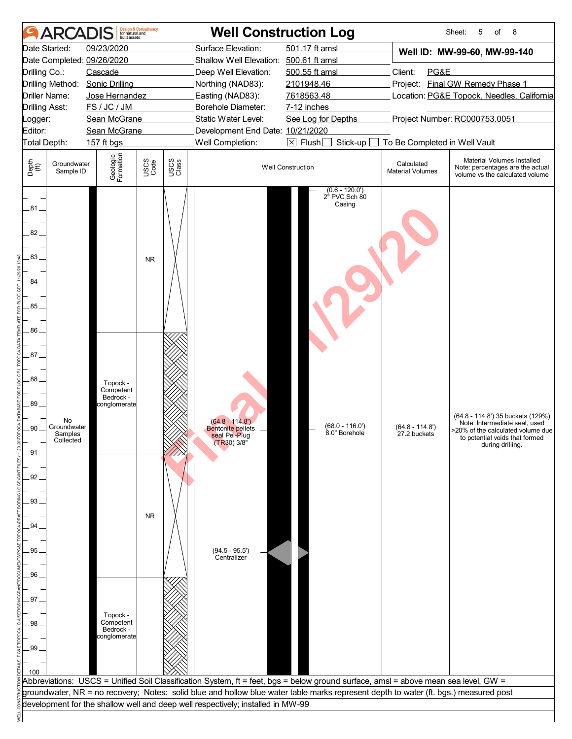# Well Construction Log

**ARCADIS** Design & Consultancy for natural and built assets

| | | | | | |
|---|---|---|---|---|---|
| Date Started: | 09/23/2020 | Surface Elevation: | 501.17 ft amsl | **Well ID: MW-99-60, MW-99-140** | |
| Date Completed: | 09/26/2020 | Shallow Well Elevation: | 500.61 ft amsl | | |
| Drilling Co.: | Cascade | Deep Well Elevation: | 500.55 ft amsl | Client: | PG&E |
| Drilling Method: | Sonic Drilling | Northing (NAD83): | 2101948.46 | Project: | Final GW Remedy Phase 1 |
| Driller Name: | Jose Hernandez | Easting (NAD83): | 7618563.48 | Location: | PG&E Topock, Needles, California |
| Drilling Asst: | FS / JC / JM | Borehole Diameter: | 7-12 inches | | |
| Logger: | Sean McGrane | Static Water Level: | See Log for Depths | Project Number: | RC000753.0051 |
| Editor: | Sean McGrane | Development End Date: | 10/21/2020 | | |
| Total Depth: | 157 ft bgs | Well Completion: | ☒ Flush ☐ Stick-up ☐ To Be Completed in Well Vault | | |

| Depth (ft) | Groundwater Sample ID | Geologic Formation | USCS Code | USCS Class | Well Construction | Calculated Material Volumes | Material Volumes Installed Note: percentages are the actual volume vs the calculated volume |
|---|---|---|---|---|---|---|---|
| 80–86 | No Groundwater Samples Collected | | NR | | (0.6 - 120.0') 2" PVC Sch 80 Casing | | |
| 86–91 | | Topock - Competent Bedrock - conglomerate | | | (64.8 - 114.8') Bentonite pellets seal Pel-Plug (TR30) 3/8"; (68.0 - 116.0') 8.0" Borehole | (64.8 - 114.8') 27.2 buckets | (64.8 - 114.8') 35 buckets (129%) Note: Intermediate seal, used >20% of the calculated volume due to potential voids that formed during drilling. |
| 91–96 | | | NR | | (94.5 - 95.5') Centralizer | | |
| 96–100 | | Topock - Competent Bedrock - conglomerate | | | | | |

Abbreviations: USCS = Unified Soil Classification System, ft = feet, bgs = below ground surface, amsl = above mean sea level, GW = groundwater, NR = no recovery; Notes: solid blue and hollow blue water table marks represent depth to water (ft. bgs.) measured post development for the shallow well and deep well respectively; installed in MW-99

Final 11/29/20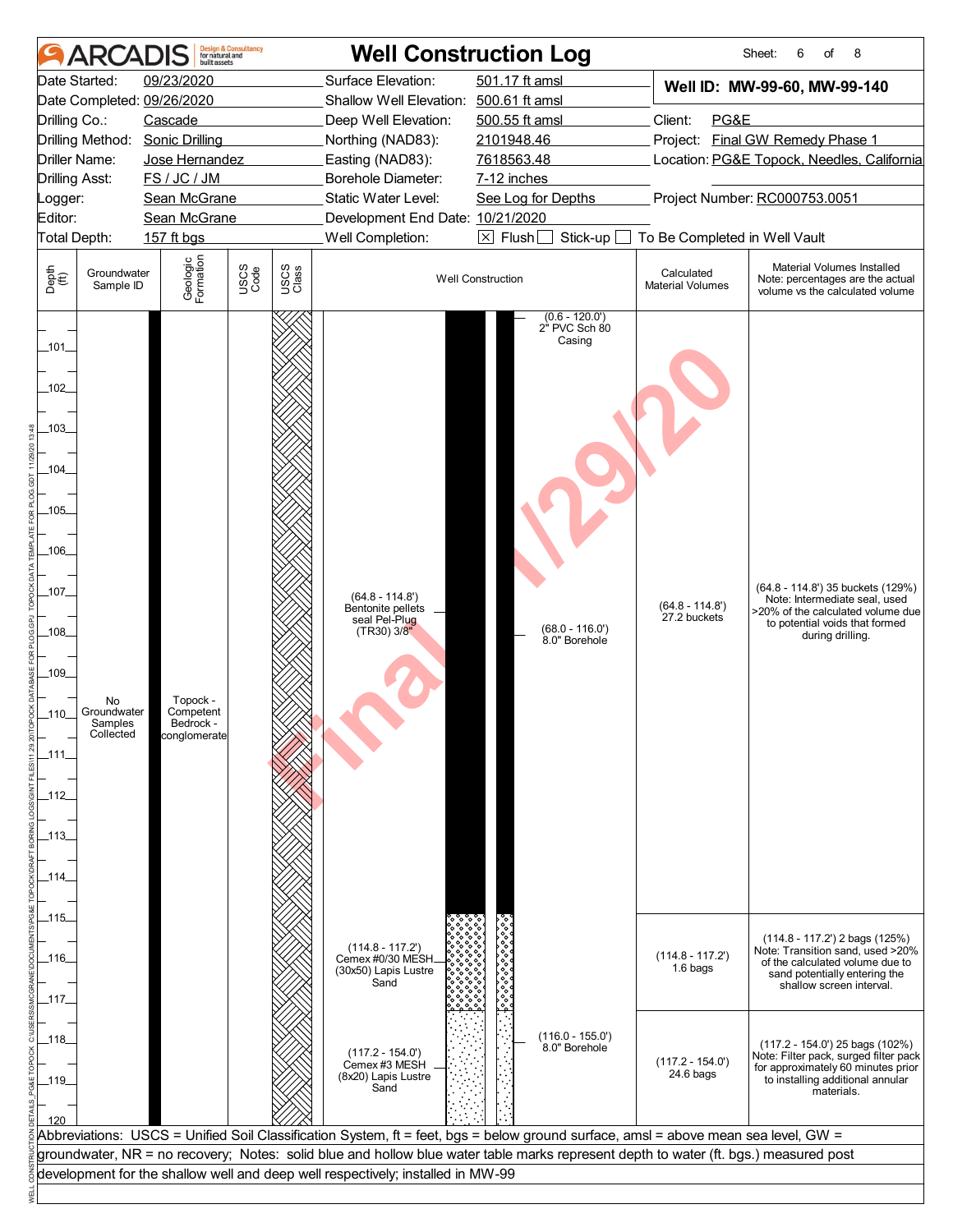# ARCADIS — Well Construction Log

Sheet: 6 of 8

| | | | |
|---|---|---|---|
| Date Started: | 09/23/2020 | Surface Elevation: | 501.17 ft amsl |
| Date Completed: | 09/26/2020 | Shallow Well Elevation: | 500.61 ft amsl |
| Drilling Co.: | Cascade | Deep Well Elevation: | 500.55 ft amsl |
| Drilling Method: | Sonic Drilling | Northing (NAD83): | 2101948.46 |
| Driller Name: | Jose Hernandez | Easting (NAD83): | 7618563.48 |
| Drilling Asst: | FS / JC / JM | Borehole Diameter: | 7-12 inches |
| Logger: | Sean McGrane | Static Water Level: | See Log for Depths |
| Editor: | Sean McGrane | Development End Date: | 10/21/2020 |
| Total Depth: | 157 ft bgs | Well Completion: | ☒ Flush ☐ Stick-up ☐ To Be Completed in Well Vault |

**Well ID: MW-99-60, MW-99-140**

Client: PG&E
Project: Final GW Remedy Phase 1
Location: PG&E Topock, Needles, California
Project Number: RC000753.0051

| Depth (ft) | Groundwater Sample ID | Geologic Formation | USCS Code | USCS Class | Well Construction | Calculated Material Volumes | Material Volumes Installed (Note: percentages are the actual volume vs the calculated volume) |
|---|---|---|---|---|---|---|---|
| 101–114.8 | No Groundwater Samples Collected | Topock - Competent Bedrock - conglomerate | | | (0.6 - 120.0') 2" PVC Sch 80 Casing; (64.8 - 114.8') Bentonite pellets seal Pel-Plug (TR30) 3/8"; (68.0 - 116.0') 8.0" Borehole | (64.8 - 114.8') 27.2 buckets | (64.8 - 114.8') 35 buckets (129%) Note: Intermediate seal, used >20% of the calculated volume due to potential voids that formed during drilling. |
| 114.8–117.2 | | | | | (114.8 - 117.2') Cemex #0/30 MESH (30x50) Lapis Lustre Sand | (114.8 - 117.2') 1.6 bags | (114.8 - 117.2') 2 bags (125%) Note: Transition sand, used >20% of the calculated volume due to sand potentially entering the shallow screen interval. |
| 117.2–120 | | | | | (117.2 - 154.0') Cemex #3 MESH (8x20) Lapis Lustre Sand; (116.0 - 155.0') 8.0" Borehole | (117.2 - 154.0') 24.6 bags | (117.2 - 154.0') 25 bags (102%) Note: Filter pack, surged filter pack for approximately 60 minutes prior to installing additional annular materials. |

Abbreviations: USCS = Unified Soil Classification System, ft = feet, bgs = below ground surface, amsl = above mean sea level, GW = groundwater, NR = no recovery; Notes: solid blue and hollow blue water table marks represent depth to water (ft. bgs.) measured post development for the shallow well and deep well respectively; installed in MW-99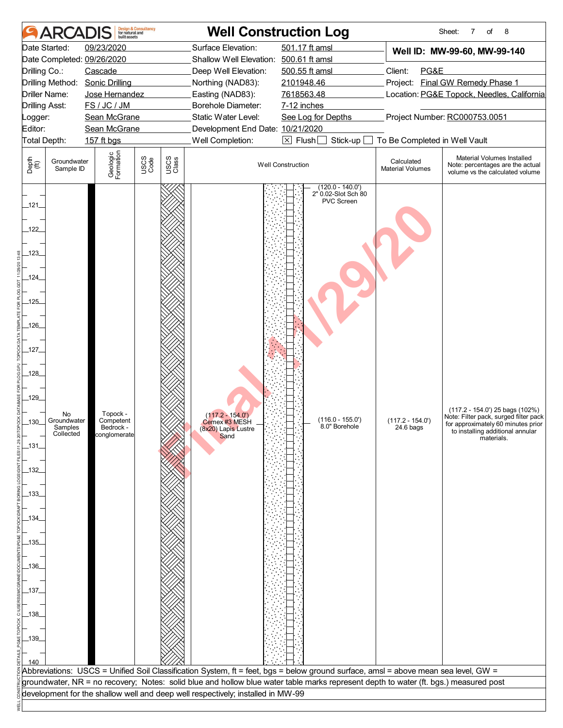# ARCADIS — Well Construction Log

Sheet: 7 of 8

| | | | |
|---|---|---|---|
| Date Started: | 09/23/2020 | Surface Elevation: | 501.17 ft amsl |
| Date Completed: | 09/26/2020 | Shallow Well Elevation: | 500.61 ft amsl |
| Drilling Co.: | Cascade | Deep Well Elevation: | 500.55 ft amsl |
| Drilling Method: | Sonic Drilling | Northing (NAD83): | 2101948.46 |
| Driller Name: | Jose Hernandez | Easting (NAD83): | 7618563.48 |
| Drilling Asst: | FS / JC / JM | Borehole Diameter: | 7-12 inches |
| Logger: | Sean McGrane | Static Water Level: | See Log for Depths |
| Editor: | Sean McGrane | Development End Date: | 10/21/2020 |
| Total Depth: | 157 ft bgs | Well Completion: | ☒ Flush ☐ Stick-up ☐ To Be Completed in Well Vault |

**Well ID: MW-99-60, MW-99-140**

Client: PG&E
Project: Final GW Remedy Phase 1
Location: PG&E Topock, Needles, California
Project Number: RC000753.0051

| Depth (ft) | Groundwater Sample ID | Geologic Formation | USCS Code | USCS Class | Well Construction | Calculated Material Volumes | Material Volumes Installed Note: percentages are the actual volume vs the calculated volume |
|---|---|---|---|---|---|---|---|
| 120–140 | No Groundwater Samples Collected | Topock - Competent Bedrock - conglomerate | | | (117.2 - 154.0') Cemex #3 MESH (8x20) Lapis Lustre Sand; (120.0 - 140.0') 2" 0.02-Slot Sch 80 PVC Screen; (116.0 - 155.0') 8.0" Borehole | (117.2 - 154.0') 24.6 bags | (117.2 - 154.0') 25 bags (102%) Note: Filter pack, surged filter pack for approximately 60 minutes prior to installing additional annular materials. |

Final 11/29/20

Abbreviations: USCS = Unified Soil Classification System, ft = feet, bgs = below ground surface, amsl = above mean sea level, GW = groundwater, NR = no recovery; Notes: solid blue and hollow blue water table marks represent depth to water (ft. bgs.) measured post development for the shallow well and deep well respectively; installed in MW-99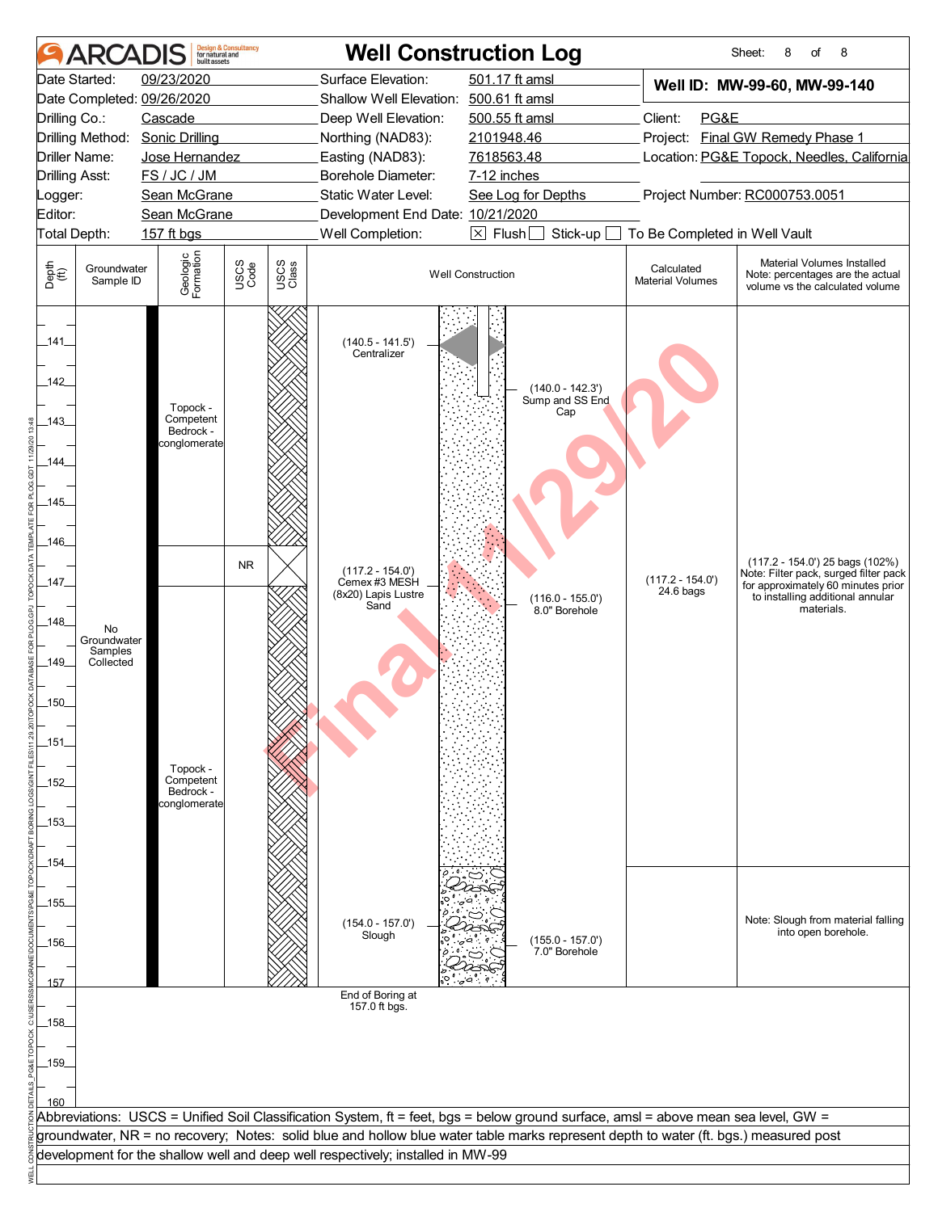# ARCADIS — Well Construction Log

Sheet: 8 of 8

| | | | |
|---|---|---|---|
| Date Started: | 09/23/2020 | Surface Elevation: | 501.17 ft amsl |
| Date Completed: | 09/26/2020 | Shallow Well Elevation: | 500.61 ft amsl |
| Drilling Co.: | Cascade | Deep Well Elevation: | 500.55 ft amsl |
| Drilling Method: | Sonic Drilling | Northing (NAD83): | 2101948.46 |
| Driller Name: | Jose Hernandez | Easting (NAD83): | 7618563.48 |
| Drilling Asst: | FS / JC / JM | Borehole Diameter: | 7-12 inches |
| Logger: | Sean McGrane | Static Water Level: | See Log for Depths |
| Editor: | Sean McGrane | Development End Date: | 10/21/2020 |
| Total Depth: | 157 ft bgs | Well Completion: | [X] Flush [ ] Stick-up [ ] To Be Completed in Well Vault |

**Well ID: MW-99-60, MW-99-140**

Client: PG&E
Project: Final GW Remedy Phase 1
Location: PG&E Topock, Needles, California
Project Number: RC000753.0051

| Depth (ft) | Groundwater Sample ID | Geologic Formation | USCS Code | Well Construction | Calculated Material Volumes | Material Volumes Installed (Note: percentages are the actual volume vs the calculated volume) |
|---|---|---|---|---|---|---|
| 141–146.5 | No Groundwater Samples Collected | Topock - Competent Bedrock - conglomerate | | (140.5 - 141.5') Centralizer; (140.0 - 142.3') Sump and SS End Cap | | |
| 146.5–147 | | | NR | | | |
| 147–154 | | Topock - Competent Bedrock - conglomerate | | (117.2 - 154.0') Cemex #3 MESH (8x20) Lapis Lustre Sand; (116.0 - 155.0') 8.0" Borehole | (117.2 - 154.0') 24.6 bags | (117.2 - 154.0') 25 bags (102%) Note: Filter pack, surged filter pack for approximately 60 minutes prior to installing additional annular materials. |
| 154–157 | | | | (154.0 - 157.0') Slough; (155.0 - 157.0') 7.0" Borehole | | Note: Slough from material falling into open borehole. |

End of Boring at 157.0 ft bgs.

Abbreviations: USCS = Unified Soil Classification System, ft = feet, bgs = below ground surface, amsl = above mean sea level, GW = groundwater, NR = no recovery; Notes: solid blue and hollow blue water table marks represent depth to water (ft. bgs.) measured post development for the shallow well and deep well respectively; installed in MW-99

Final 11/29/20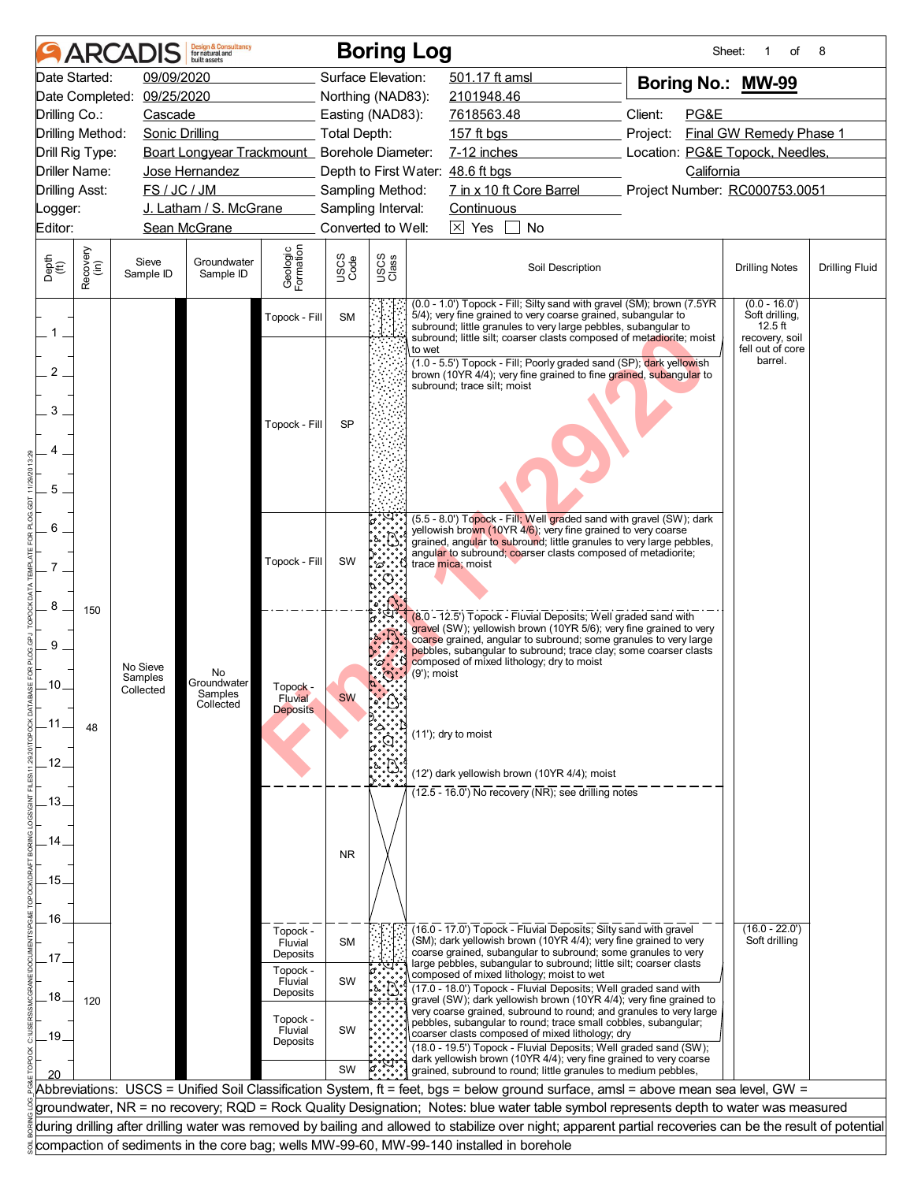# ARCADIS Boring Log

| | | | | | |
|---|---|---|---|---|---|
| Date Started: | 09/09/2020 | Surface Elevation: | 501.17 ft amsl | **Boring No.: MW-99** | |
| Date Completed: | 09/25/2020 | Northing (NAD83): | 2101948.46 | | |
| Drilling Co.: | Cascade | Easting (NAD83): | 7618563.48 | Client: | PG&E |
| Drilling Method: | Sonic Drilling | Total Depth: | 157 ft bgs | Project: | Final GW Remedy Phase 1 |
| Drill Rig Type: | Boart Longyear Trackmount | Borehole Diameter: | 7-12 inches | Location: | PG&E Topock, Needles, California |
| Driller Name: | Jose Hernandez | Depth to First Water: | 48.6 ft bgs | | |
| Drilling Asst: | FS / JC / JM | Sampling Method: | 7 in x 10 ft Core Barrel | Project Number: | RC000753.0051 |
| Logger: | J. Latham / S. McGrane | Sampling Interval: | Continuous | | |
| Editor: | Sean McGrane | Converted to Well: | ☒ Yes ☐ No | | |

| Depth (ft) | Recovery (in) | Sieve Sample ID | Groundwater Sample ID | Geologic Formation | USCS Code | Soil Description | Drilling Notes | Drilling Fluid |
|---|---|---|---|---|---|---|---|---|
| 0 - 1.0 | 150 | No Sieve Samples Collected | No Groundwater Samples Collected | Topock - Fill | SM | (0.0 - 1.0') Topock - Fill; Silty sand with gravel (SM); brown (7.5YR 5/4); very fine grained to very coarse grained, subangular to subround; little granules to very large pebbles, subangular to subround; little silt; coarser clasts composed of metadiorite; moist to wet | (0.0 - 16.0') Soft drilling, 12.5 ft recovery, soil fell out of core barrel. | |
| 1.0 - 5.5 | | | | Topock - Fill | SP | (1.0 - 5.5') Topock - Fill; Poorly graded sand (SP); dark yellowish brown (10YR 4/4); very fine grained to fine grained, subangular to subround; trace silt; moist | | |
| 5.5 - 8.0 | | | | Topock - Fill | SW | (5.5 - 8.0') Topock - Fill; Well graded sand with gravel (SW); dark yellowish brown (10YR 4/6); very fine grained to very coarse grained, angular to subround; little granules to very large pebbles, angular to subround; coarser clasts composed of metadiorite; trace mica; moist | | |
| 8.0 - 12.5 | | | | Topock - Fluvial Deposits | SW | (8.0 - 12.5') Topock - Fluvial Deposits; Well graded sand with gravel (SW); yellowish brown (10YR 5/6); very fine grained to very coarse grained, angular to subround; some granules to very large pebbles, subangular to subround; trace clay; some coarser clasts composed of mixed lithology; dry to moist<br>(9'); moist<br>(11'); dry to moist<br>(12') dark yellowish brown (10YR 4/4); moist | | |
| 12.5 - 16.0 | | | | | NR | (12.5 - 16.0') No recovery (NR); see drilling notes | | |
| 16.0 - 17.0 | 120 | | | Topock - Fluvial Deposits | SM | (16.0 - 17.0') Topock - Fluvial Deposits; Silty sand with gravel (SM); dark yellowish brown (10YR 4/4); very fine grained to very coarse grained, subangular to subround; some granules to very large pebbles, subangular to subround; little silt; coarser clasts composed of mixed lithology; moist to wet | (16.0 - 22.0') Soft drilling | |
| 17.0 - 18.0 | | | | Topock - Fluvial Deposits | SW | (17.0 - 18.0') Topock - Fluvial Deposits; Well graded sand with gravel (SW); dark yellowish brown (10YR 4/4); very fine grained to very coarse grained, subround to round; and granules to very large pebbles, subround to round; trace small cobbles, subangular; coarser clasts composed of mixed lithology; dry | | |
| 18.0 - 19.5 | | | | Topock - Fluvial Deposits | SW | (18.0 - 19.5') Topock - Fluvial Deposits; Well graded sand (SW); dark yellowish brown (10YR 4/4); very fine grained to very coarse grained, subround to round; little granules to medium pebbles, | | |
| 19.5 - 20 | | | | | SW | | | |

Recovery values noted: 150 (at 8 ft), 48 (at 11 ft), 120 (at 18 ft).

Abbreviations: USCS = Unified Soil Classification System, ft = feet, bgs = below ground surface, amsl = above mean sea level, GW = groundwater, NR = no recovery; RQD = Rock Quality Designation; Notes: blue water table symbol represents depth to water was measured during drilling after drilling water was removed by bailing and allowed to stabilize over night; apparent partial recoveries can be the result of potential compaction of sediments in the core bag; wells MW-99-60, MW-99-140 installed in borehole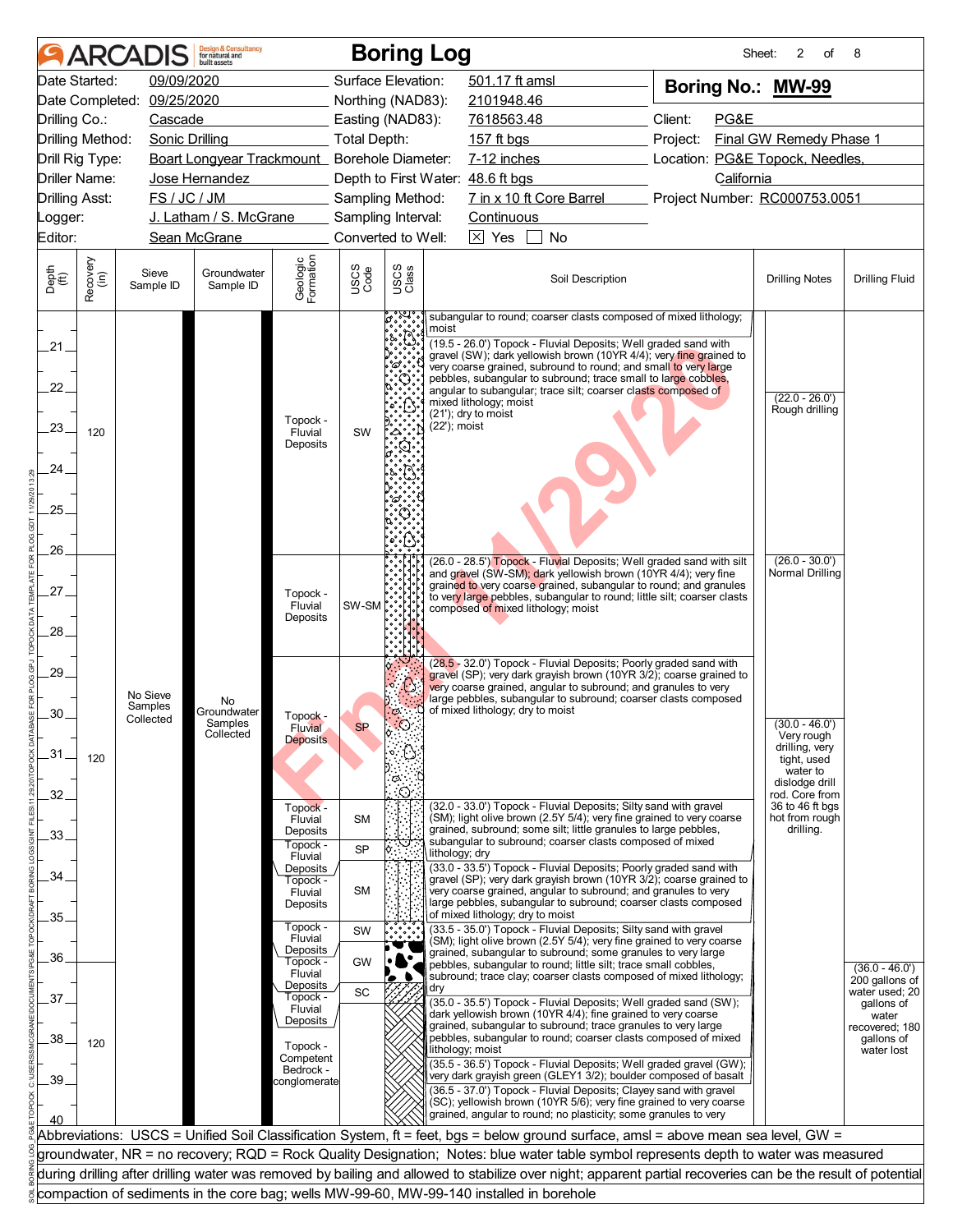# ARCADIS — Boring Log

Sheet: 2 of 8

| | | | |
|---|---|---|---|
| Date Started: 09/09/2020 | Surface Elevation: 501.17 ft amsl | **Boring No.: MW-99** | |
| Date Completed: 09/25/2020 | Northing (NAD83): 2101948.46 | | |
| Drilling Co.: Cascade | Easting (NAD83): 7618563.48 | Client: PG&E | |
| Drilling Method: Sonic Drilling | Total Depth: 157 ft bgs | Project: Final GW Remedy Phase 1 | |
| Drill Rig Type: Boart Longyear Trackmount | Borehole Diameter: 7-12 inches | Location: PG&E Topock, Needles, California | |
| Driller Name: Jose Hernandez | Depth to First Water: 48.6 ft bgs | | |
| Drilling Asst: FS / JC / JM | Sampling Method: 7 in x 10 ft Core Barrel | Project Number: RC000753.0051 | |
| Logger: J. Latham / S. McGrane | Sampling Interval: Continuous | | |
| Editor: Sean McGrane | Converted to Well: [X] Yes [ ] No | | |

| Depth (ft) | Recovery (in) | Sieve Sample ID | Groundwater Sample ID | Geologic Formation | USCS Code | Soil Description | Drilling Notes | Drilling Fluid |
|---|---|---|---|---|---|---|---|---|
| 20–26 | 120 | No Sieve Samples Collected | No Groundwater Samples Collected | Topock - Fluvial Deposits | SW | subangular to round; coarser clasts composed of mixed lithology; moist<br>(19.5 - 26.0') Topock - Fluvial Deposits; Well graded sand with gravel (SW); dark yellowish brown (10YR 4/4); very fine grained to very coarse grained, subround to round; and small to very large pebbles, subangular to subround; trace small to large cobbles, angular to subangular; trace silt; coarser clasts composed of mixed lithology; moist<br>(21'); dry to moist<br>(22'); moist | (22.0 - 26.0') Rough drilling | |
| 26–28.5 | 120 | | | Topock - Fluvial Deposits | SW-SM | (26.0 - 28.5') Topock - Fluvial Deposits; Well graded sand with silt and gravel (SW-SM); dark yellowish brown (10YR 4/4); very fine grained to very coarse grained, subangular to round; and granules to very large pebbles, subangular to round; little silt; coarser clasts composed of mixed lithology; moist | (26.0 - 30.0') Normal Drilling | |
| 28.5–32 | | | | Topock - Fluvial Deposits | SP | (28.5 - 32.0') Topock - Fluvial Deposits; Poorly graded sand with gravel (SP); very dark grayish brown (10YR 3/2); coarse grained to very coarse grained, angular to subround; and granules to very large pebbles, subangular to subround; coarser clasts composed of mixed lithology; dry to moist | (30.0 - 46.0') Very rough drilling, very tight, used water to dislodge drill rod. Core from 36 to 46 ft bgs hot from rough drilling. | |
| 32–33 | | | | Topock - Fluvial Deposits | SM | (32.0 - 33.0') Topock - Fluvial Deposits; Silty sand with gravel (SM); light olive brown (2.5Y 5/4); very fine grained to very coarse grained, subround; some silt; little granules to large pebbles, subangular to subround; coarser clasts composed of mixed lithology; dry | | |
| 33–33.5 | | | | Topock - Fluvial Deposits | SP | (33.0 - 33.5') Topock - Fluvial Deposits; Poorly graded sand with gravel (SP); very dark grayish brown (10YR 3/2); coarse grained to very coarse grained, angular to subround; and granules to very large pebbles, subangular to subround; coarser clasts composed of mixed lithology; dry to moist | | |
| 33.5–35 | | | | Topock - Fluvial Deposits | SM | (33.5 - 35.0') Topock - Fluvial Deposits; Silty sand with gravel (SM); light olive brown (2.5Y 5/4); very fine grained to very coarse grained, subangular to subround; some granules to very large pebbles, subangular to round; little silt; trace small cobbles, subround; trace clay; coarser clasts composed of mixed lithology; dry | | |
| 35–35.5 | | | | Topock - Fluvial Deposits | SW | (35.0 - 35.5') Topock - Fluvial Deposits; Well graded sand (SW); dark yellowish brown (10YR 4/4); fine grained to very coarse grained, subangular to subround; trace granules to very large pebbles, subangular to round; coarser clasts composed of mixed lithology; moist | | |
| 35.5–36.5 | | | | Topock - Fluvial Deposits | GW | (35.5 - 36.5') Topock - Fluvial Deposits; Well graded gravel (GW); very dark grayish green (GLEY1 3/2); boulder composed of basalt | | (36.0 - 46.0') 200 gallons of water used; 20 gallons of water recovered; 180 gallons of water lost |
| 36.5–37 | | | | Topock - Fluvial Deposits | SC | (36.5 - 37.0') Topock - Fluvial Deposits; Clayey sand with gravel (SC); yellowish brown (10YR 5/6); very fine grained to very coarse grained, angular to round; no plasticity; some granules to very | | |
| 37–40 | 120 | | | Topock - Competent Bedrock - conglomerate | | | | |

Abbreviations: USCS = Unified Soil Classification System, ft = feet, bgs = below ground surface, amsl = above mean sea level, GW = groundwater, NR = no recovery; RQD = Rock Quality Designation; Notes: blue water table symbol represents depth to water was measured during drilling after drilling water was removed by bailing and allowed to stabilize over night; apparent partial recoveries can be the result of potential compaction of sediments in the core bag; wells MW-99-60, MW-99-140 installed in borehole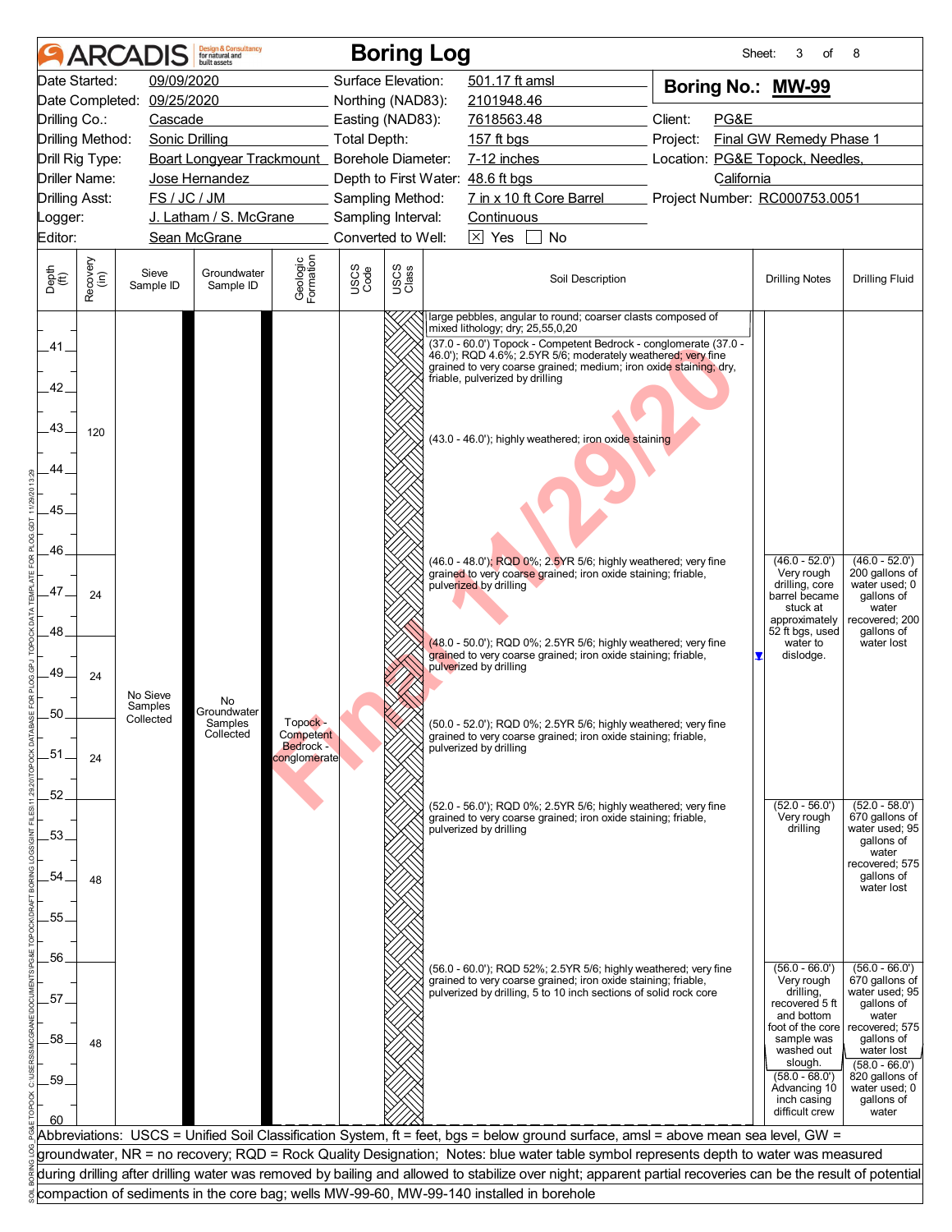# ARCADIS Boring Log

Sheet: 3 of 8

| | | | |
|---|---|---|---|
| Date Started: 09/09/2020 | Surface Elevation: 501.17 ft amsl | Boring No.: **MW-99** | |
| Date Completed: 09/25/2020 | Northing (NAD83): 2101948.46 | | |
| Drilling Co.: Cascade | Easting (NAD83): 7618563.48 | Client: PG&E | |
| Drilling Method: Sonic Drilling | Total Depth: 157 ft bgs | Project: Final GW Remedy Phase 1 | |
| Drill Rig Type: Boart Longyear Trackmount | Borehole Diameter: 7-12 inches | Location: PG&E Topock, Needles, California | |
| Driller Name: Jose Hernandez | Depth to First Water: 48.6 ft bgs | | |
| Drilling Asst: FS / JC / JM | Sampling Method: 7 in x 10 ft Core Barrel | Project Number: RC000753.0051 | |
| Logger: J. Latham / S. McGrane | Sampling Interval: Continuous | | |
| Editor: Sean McGrane | Converted to Well: ☒ Yes ☐ No | | |

| Depth (ft) | Recovery (in) | Sieve Sample ID | Groundwater Sample ID | Geologic Formation | USCS Code | USCS Class | Soil Description | Drilling Notes | Drilling Fluid |
|---|---|---|---|---|---|---|---|---|---|
| 40–46 | 120 | No Sieve Samples Collected | No Groundwater Samples Collected | Topock - Competent Bedrock - conglomerate | | | large pebbles, angular to round; coarser clasts composed of mixed lithology; dry; 25,55,0,20<br>(37.0 - 60.0') Topock - Competent Bedrock - conglomerate (37.0 - 46.0'); RQD 4.6%; 2.5YR 5/6; moderately weathered; very fine grained to very coarse grained; medium; iron oxide staining; dry, friable, pulverized by drilling<br>(43.0 - 46.0'); highly weathered; iron oxide staining | | |
| 46–48 | 24 | | | | | | (46.0 - 48.0'); RQD 0%; 2.5YR 5/6; highly weathered; very fine grained to very coarse grained; iron oxide staining; friable, pulverized by drilling | (46.0 - 52.0') Very rough drilling, core barrel became stuck at approximately 52 ft bgs, used water to dislodge. | (46.0 - 52.0') 200 gallons of water used; 0 gallons of water recovered; 200 gallons of water lost |
| 48–50 | 24 | | | | | | (48.0 - 50.0'); RQD 0%; 2.5YR 5/6; highly weathered; very fine grained to very coarse grained; iron oxide staining; friable, pulverized by drilling | | |
| 50–52 | 24 | | | | | | (50.0 - 52.0'); RQD 0%; 2.5YR 5/6; highly weathered; very fine grained to very coarse grained; iron oxide staining; friable, pulverized by drilling | | |
| 52–56 | 48 | | | | | | (52.0 - 56.0'); RQD 0%; 2.5YR 5/6; highly weathered; very fine grained to very coarse grained; iron oxide staining; friable, pulverized by drilling | (52.0 - 56.0') Very rough drilling | (52.0 - 58.0') 670 gallons of water used; 95 gallons of water recovered; 575 gallons of water lost |
| 56–60 | 48 | | | | | | (56.0 - 60.0'); RQD 52%; 2.5YR 5/6; highly weathered; very fine grained to very coarse grained; iron oxide staining; friable, pulverized by drilling, 5 to 10 inch sections of solid rock core | (56.0 - 66.0') Very rough drilling, recovered 5 ft and bottom foot of the core sample was washed out slough.<br>(58.0 - 68.0') Advancing 10 inch casing difficult crew | (56.0 - 66.0') 670 gallons of water used; 95 gallons of water recovered; 575 gallons of water lost<br>(58.0 - 66.0') 820 gallons of water used; 0 gallons of water |

Abbreviations: USCS = Unified Soil Classification System, ft = feet, bgs = below ground surface, amsl = above mean sea level, GW = groundwater, NR = no recovery; RQD = Rock Quality Designation; Notes: blue water table symbol represents depth to water was measured during drilling after drilling water was removed by bailing and allowed to stabilize over night; apparent partial recoveries can be the result of potential compaction of sediments in the core bag; wells MW-99-60, MW-99-140 installed in borehole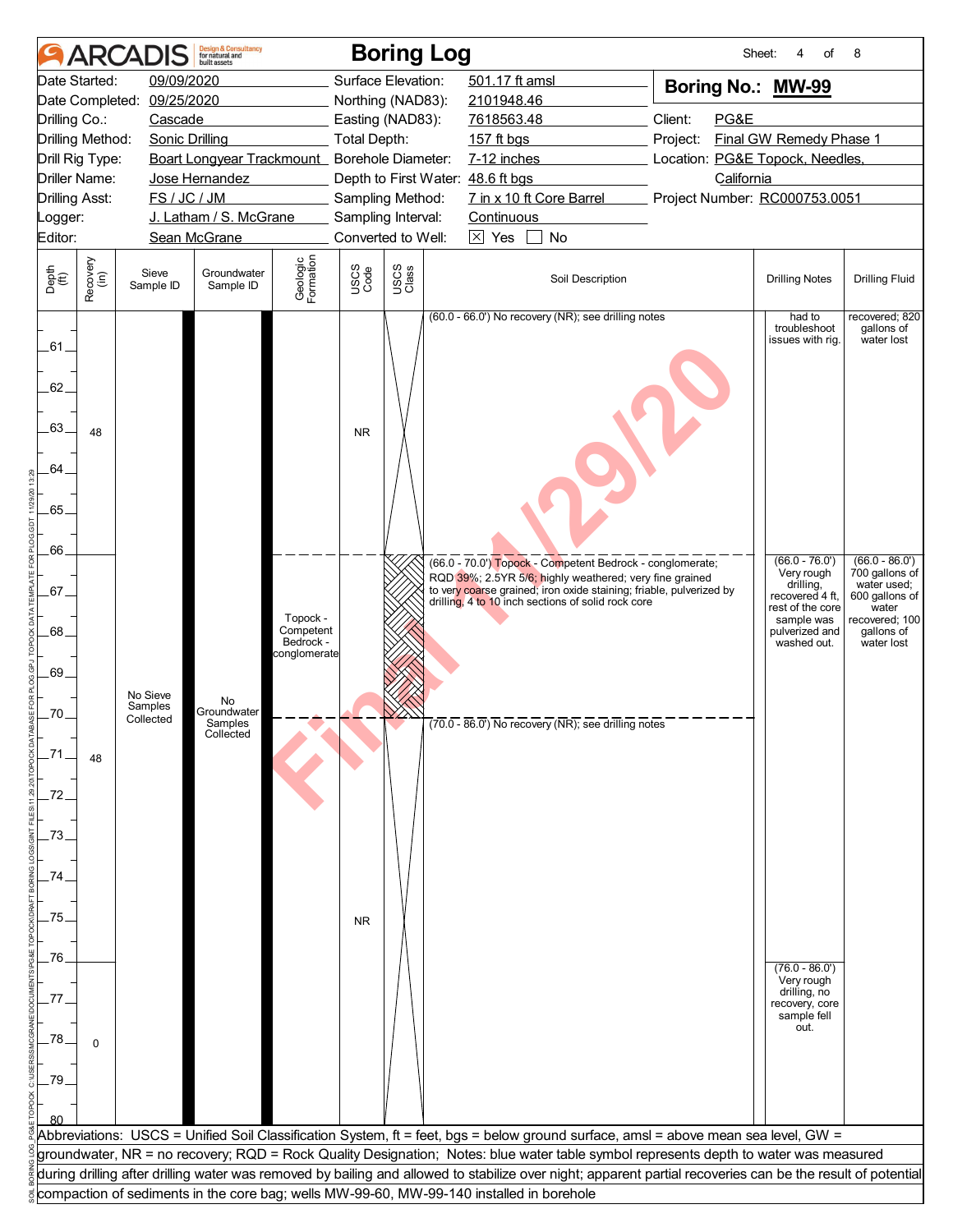# ARCADIS Boring Log

**Boring No.: MW-99**

| | | | | | |
|---|---|---|---|---|---|
| Date Started: | 09/09/2020 | Surface Elevation: | 501.17 ft amsl | Client: | PG&E |
| Date Completed: | 09/25/2020 | Northing (NAD83): | 2101948.46 | Project: | Final GW Remedy Phase 1 |
| Drilling Co.: | Cascade | Easting (NAD83): | 7618563.48 | Location: | PG&E Topock, Needles, California |
| Drilling Method: | Sonic Drilling | Total Depth: | 157 ft bgs | Project Number: | RC000753.0051 |
| Drill Rig Type: | Boart Longyear Trackmount | Borehole Diameter: | 7-12 inches | | |
| Driller Name: | Jose Hernandez | Depth to First Water: | 48.6 ft bgs | | |
| Drilling Asst: | FS / JC / JM | Sampling Method: | 7 in x 10 ft Core Barrel | | |
| Logger: | J. Latham / S. McGrane | Sampling Interval: | Continuous | | |
| Editor: | Sean McGrane | Converted to Well: | ☒ Yes ☐ No | | |

| Depth (ft) | Recovery (in) | Sieve Sample ID | Groundwater Sample ID | Geologic Formation | USCS Code | Soil Description | Drilling Notes | Drilling Fluid |
|---|---|---|---|---|---|---|---|---|
| 60–66 | 48 | No Sieve Samples Collected | No Groundwater Samples Collected | | NR | (60.0 - 66.0') No recovery (NR); see drilling notes | had to troubleshoot issues with rig. | recovered; 820 gallons of water lost |
| 66–70 | | | | Topock - Competent Bedrock - conglomerate | | (66.0 - 70.0') Topock - Competent Bedrock - conglomerate; RQD 39%; 2.5YR 5/6; highly weathered; very fine grained to very coarse grained; iron oxide staining; friable, pulverized by drilling, 4 to 10 inch sections of solid rock core | (66.0 - 76.0') Very rough drilling, recovered 4 ft, rest of the core sample was pulverized and washed out. | (66.0 - 86.0') 700 gallons of water used; 600 gallons of water recovered; 100 gallons of water lost |
| 70–76 | 48 | | | | NR | (70.0 - 86.0') No recovery (NR); see drilling notes | | |
| 76–80 | 0 | | | | | | (76.0 - 86.0') Very rough drilling, no recovery, core sample fell out. | |

Abbreviations: USCS = Unified Soil Classification System, ft = feet, bgs = below ground surface, amsl = above mean sea level, GW = groundwater, NR = no recovery; RQD = Rock Quality Designation; Notes: blue water table symbol represents depth to water was measured during drilling after drilling water was removed by bailing and allowed to stabilize over night; apparent partial recoveries can be the result of potential compaction of sediments in the core bag; wells MW-99-60, MW-99-140 installed in borehole

Final 11/29/20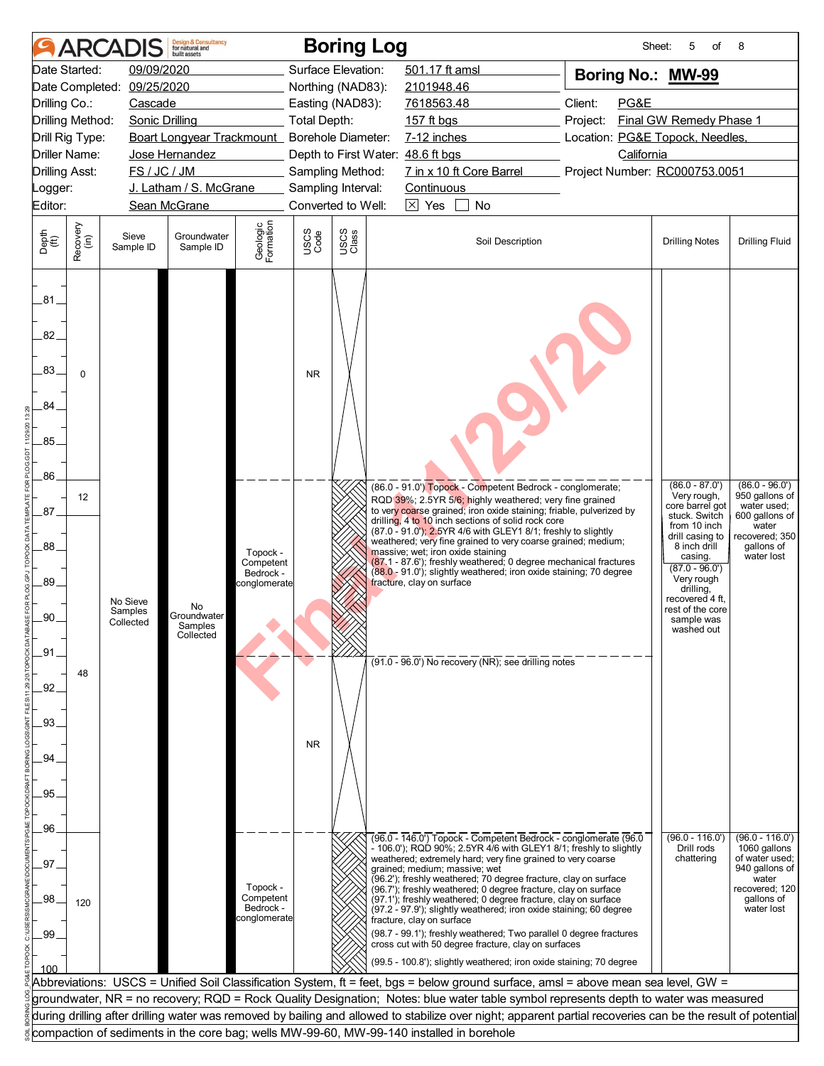# Boring Log

| | | | |
|---|---|---|---|
| Date Started: 09/09/2020 | Surface Elevation: 501.17 ft amsl | **Boring No.: MW-99** | |
| Date Completed: 09/25/2020 | Northing (NAD83): 2101948.46 | | |
| Drilling Co.: Cascade | Easting (NAD83): 7618563.48 | Client: PG&E | |
| Drilling Method: Sonic Drilling | Total Depth: 157 ft bgs | Project: Final GW Remedy Phase 1 | |
| Drill Rig Type: Boart Longyear Trackmount | Borehole Diameter: 7-12 inches | Location: PG&E Topock, Needles, California | |
| Driller Name: Jose Hernandez | Depth to First Water: 48.6 ft bgs | | |
| Drilling Asst: FS / JC / JM | Sampling Method: 7 in x 10 ft Core Barrel | Project Number: RC000753.0051 | |
| Logger: J. Latham / S. McGrane | Sampling Interval: Continuous | | |
| Editor: Sean McGrane | Converted to Well: ☒ Yes ☐ No | | |

| Depth (ft) | Recovery (in) | Sieve Sample ID | Groundwater Sample ID | Geologic Formation | USCS Code | Soil Description | Drilling Notes | Drilling Fluid |
|---|---|---|---|---|---|---|---|---|
| 81–86 | 0 | | | | NR | | | |
| 86–91 | 12 | No Sieve Samples Collected | No Groundwater Samples Collected | Topock - Competent Bedrock - conglomerate | | (86.0 - 91.0') Topock - Competent Bedrock - conglomerate; RQD 39%; 2.5YR 5/6; highly weathered; very fine grained to very coarse grained; iron oxide staining; friable, pulverized by drilling, 4 to 10 inch sections of solid rock core<br>(87.0 - 91.0'); 2.5YR 4/6 with GLEY1 8/1; freshly to slightly weathered; very fine grained to very coarse grained; medium; massive; wet; iron oxide staining<br>(87.1 - 87.6'); freshly weathered; 0 degree mechanical fractures<br>(88.0 - 91.0'); slightly weathered; iron oxide staining; 70 degree fracture, clay on surface | (86.0 - 87.0') Very rough, core barrel got stuck. Switch from 10 inch drill casing to 8 inch drill casing.<br>(87.0 - 96.0') Very rough drilling, recovered 4 ft, rest of the core sample was washed out | (86.0 - 96.0') 950 gallons of water used; 600 gallons of water recovered; 350 gallons of water lost |
| 91–96 | 48 | | | | NR | (91.0 - 96.0') No recovery (NR); see drilling notes | | |
| 96–100 | 120 | | | Topock - Competent Bedrock - conglomerate | | (96.0 - 146.0') Topock - Competent Bedrock - conglomerate (96.0 - 106.0'); RQD 90%; 2.5YR 4/6 with GLEY1 8/1; freshly to slightly weathered; extremely hard; very fine grained to very coarse grained; medium; massive; wet<br>(96.2'); freshly weathered; 70 degree fracture, clay on surface<br>(96.7'); freshly weathered; 0 degree fracture, clay on surface<br>(97.1'); freshly weathered; 0 degree fracture, clay on surface<br>(97.2 - 97.9'); slightly weathered; iron oxide staining; 60 degree fracture, clay on surface<br>(98.7 - 99.1'); freshly weathered; Two parallel 0 degree fractures cross cut with 50 degree fracture, clay on surfaces<br>(99.5 - 100.8'); slightly weathered; iron oxide staining; 70 degree | (96.0 - 116.0') Drill rods chattering | (96.0 - 116.0') 1060 gallons of water used; 940 gallons of water recovered; 120 gallons of water lost |

Abbreviations: USCS = Unified Soil Classification System, ft = feet, bgs = below ground surface, amsl = above mean sea level, GW = groundwater, NR = no recovery; RQD = Rock Quality Designation; Notes: blue water table symbol represents depth to water was measured during drilling after drilling water was removed by bailing and allowed to stabilize over night; apparent partial recoveries can be the result of potential compaction of sediments in the core bag; wells MW-99-60, MW-99-140 installed in borehole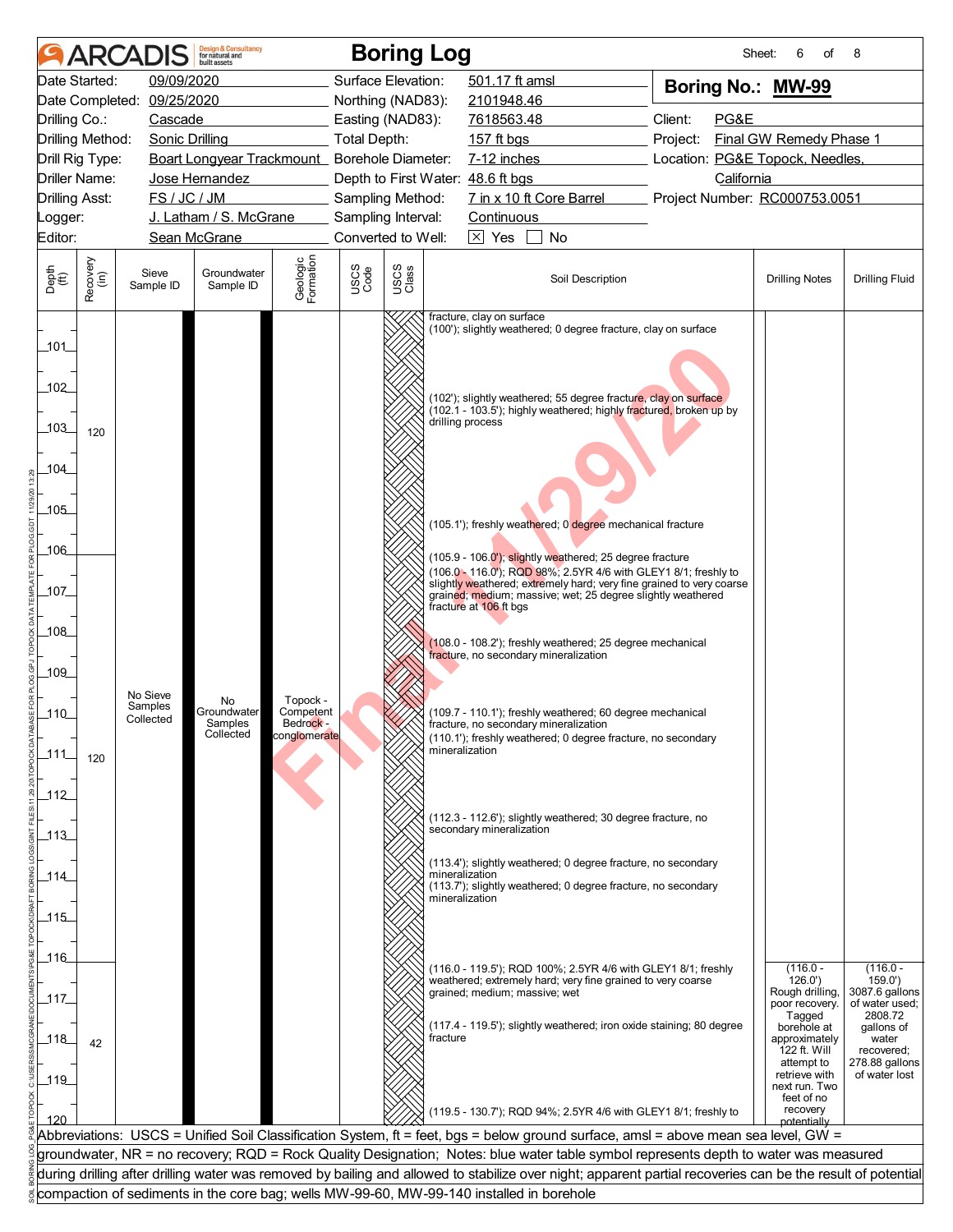# ARCADIS Boring Log

Sheet: 6 of 8

| | | | |
|---|---|---|---|
| Date Started: | 09/09/2020 | Surface Elevation: | 501.17 ft amsl |
| Date Completed: | 09/25/2020 | Northing (NAD83): | 2101948.46 |
| Drilling Co.: | Cascade | Easting (NAD83): | 7618563.48 |
| Drilling Method: | Sonic Drilling | Total Depth: | 157 ft bgs |
| Drill Rig Type: | Boart Longyear Trackmount | Borehole Diameter: | 7-12 inches |
| Driller Name: | Jose Hernandez | Depth to First Water: | 48.6 ft bgs |
| Drilling Asst: | FS / JC / JM | Sampling Method: | 7 in x 10 ft Core Barrel |
| Logger: | J. Latham / S. McGrane | Sampling Interval: | Continuous |
| Editor: | Sean McGrane | Converted to Well: | [X] Yes [ ] No |

**Boring No.: MW-99**

Client: PG&E
Project: Final GW Remedy Phase 1
Location: PG&E Topock, Needles, California
Project Number: RC000753.0051

| Depth (ft) | Recovery (in) | Sieve Sample ID | Groundwater Sample ID | Geologic Formation | USCS Code | USCS Class | Soil Description | Drilling Notes | Drilling Fluid |
|---|---|---|---|---|---|---|---|---|---|
| 100–106 | 120 | No Sieve Samples Collected | No Groundwater Samples Collected | Topock - Competent Bedrock - conglomerate | | | fracture, clay on surface<br>(100'); slightly weathered; 0 degree fracture, clay on surface<br>(102'); slightly weathered; 55 degree fracture, clay on surface<br>(102.1 - 103.5'); highly weathered; highly fractured, broken up by drilling process<br>(105.1'); freshly weathered; 0 degree mechanical fracture<br>(105.9 - 106.0'); slightly weathered; 25 degree fracture | | |
| 106–116 | 120 | | | | | | (106.0 - 116.0'); RQD 98%; 2.5YR 4/6 with GLEY1 8/1; freshly to slightly weathered; extremely hard; very fine grained to very coarse grained; medium; massive; wet; 25 degree slightly weathered fracture at 106 ft bgs<br>(108.0 - 108.2'); freshly weathered; 25 degree mechanical fracture, no secondary mineralization<br>(109.7 - 110.1'); freshly weathered; 60 degree mechanical fracture, no secondary mineralization<br>(110.1'); freshly weathered; 0 degree fracture, no secondary mineralization<br>(112.3 - 112.6'); slightly weathered; 30 degree fracture, no secondary mineralization<br>(113.4'); slightly weathered; 0 degree fracture, no secondary mineralization<br>(113.7'); slightly weathered; 0 degree fracture, no secondary mineralization | | |
| 116–120 | 42 | | | | | | (116.0 - 119.5'); RQD 100%; 2.5YR 4/6 with GLEY1 8/1; freshly weathered; extremely hard; very fine grained to very coarse grained; medium; massive; wet<br>(117.4 - 119.5'); slightly weathered; iron oxide staining; 80 degree fracture<br>(119.5 - 130.7'); RQD 94%; 2.5YR 4/6 with GLEY1 8/1; freshly to | (116.0 - 126.0') Rough drilling, poor recovery. Tagged borehole at approximately 122 ft. Will attempt to retrieve with next run. Two feet of no recovery potentially | (116.0 - 159.0') 3087.6 gallons of water used; 2808.72 gallons of water recovered; 278.88 gallons of water lost |

Abbreviations: USCS = Unified Soil Classification System, ft = feet, bgs = below ground surface, amsl = above mean sea level, GW = groundwater, NR = no recovery; RQD = Rock Quality Designation; Notes: blue water table symbol represents depth to water was measured during drilling after drilling water was removed by bailing and allowed to stabilize over night; apparent partial recoveries can be the result of potential compaction of sediments in the core bag; wells MW-99-60, MW-99-140 installed in borehole

Final 11/29/20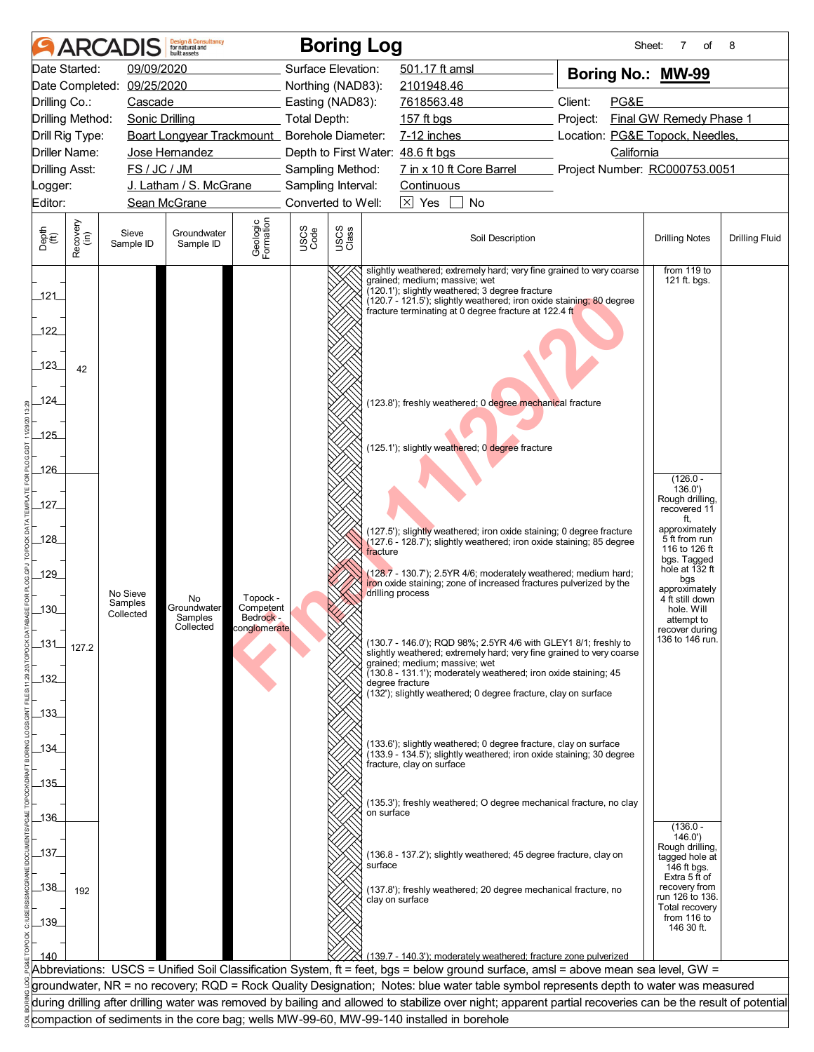# Boring Log

**ARCADIS** Design & Consultancy for natural and built assets

Sheet: 7 of 8

| | | | |
|---|---|---|---|
| Date Started: 09/09/2020 | Surface Elevation: 501.17 ft amsl | **Boring No.: MW-99** | |
| Date Completed: 09/25/2020 | Northing (NAD83): 2101948.46 | | |
| Drilling Co.: Cascade | Easting (NAD83): 7618563.48 | Client: PG&E | |
| Drilling Method: Sonic Drilling | Total Depth: 157 ft bgs | Project: Final GW Remedy Phase 1 | |
| Drill Rig Type: Boart Longyear Trackmount | Borehole Diameter: 7-12 inches | Location: PG&E Topock, Needles, California | |
| Driller Name: Jose Hernandez | Depth to First Water: 48.6 ft bgs | | |
| Drilling Asst: FS / JC / JM | Sampling Method: 7 in x 10 ft Core Barrel | Project Number: RC000753.0051 | |
| Logger: J. Latham / S. McGrane | Sampling Interval: Continuous | | |
| Editor: Sean McGrane | Converted to Well: [X] Yes [ ] No | | |

| Depth (ft) | Recovery (in) | Sieve Sample ID | Groundwater Sample ID | Geologic Formation | USCS Code | USCS Class | Soil Description | Drilling Notes | Drilling Fluid |
|---|---|---|---|---|---|---|---|---|---|
| 121–126 | 42 | No Sieve Samples Collected | No Groundwater Samples Collected | Topock - Competent Bedrock - conglomerate | | | slightly weathered; extremely hard; very fine grained to very coarse grained; medium; massive; wet<br>(120.1'); slightly weathered; 3 degree fracture<br>(120.7 - 121.5'); slightly weathered; iron oxide staining; 80 degree fracture terminating at 0 degree fracture at 122.4 ft<br>(123.8'); freshly weathered; 0 degree mechanical fracture<br>(125.1'); slightly weathered; 0 degree fracture | from 119 to 121 ft. bgs. | |
| 126–136 | 127.2 | | | | | | (127.5'); slightly weathered; iron oxide staining; 0 degree fracture<br>(127.6 - 128.7'); slightly weathered; iron oxide staining; 85 degree fracture<br>(128.7 - 130.7'); 2.5YR 4/6; moderately weathered; medium hard; iron oxide staining; zone of increased fractures pulverized by the drilling process<br>(130.7 - 146.0'); RQD 98%; 2.5YR 4/6 with GLEY1 8/1; freshly to slightly weathered; extremely hard; very fine grained to very coarse grained; medium; massive; wet<br>(130.8 - 131.1'); moderately weathered; iron oxide staining; 45 degree fracture<br>(132'); slightly weathered; 0 degree fracture, clay on surface<br>(133.6'); slightly weathered; 0 degree fracture, clay on surface<br>(133.9 - 134.5'); slightly weathered; iron oxide staining; 30 degree fracture, clay on surface<br>(135.3'); freshly weathered; O degree mechanical fracture, no clay on surface | (126.0 - 136.0') Rough drilling, recovered 11 ft, approximately 5 ft from run 116 to 126 ft bgs. Tagged hole at 132 ft bgs approximately 4 ft still down hole. Will attempt to recover during 136 to 146 run. | |
| 136–140 | 192 | | | | | | (136.8 - 137.2'); slightly weathered; 45 degree fracture, clay on surface<br>(137.8'); freshly weathered; 20 degree mechanical fracture, no clay on surface<br>(139.7 - 140.3'); moderately weathered; fracture zone pulverized | (136.0 - 146.0') Rough drilling, tagged hole at 146 ft bgs. Extra 5 ft of recovery from run 126 to 136. Total recovery from 116 to 146 30 ft. | |

Abbreviations: USCS = Unified Soil Classification System, ft = feet, bgs = below ground surface, amsl = above mean sea level, GW = groundwater, NR = no recovery; RQD = Rock Quality Designation; Notes: blue water table symbol represents depth to water was measured during drilling after drilling water was removed by bailing and allowed to stabilize over night; apparent partial recoveries can be the result of potential compaction of sediments in the core bag; wells MW-99-60, MW-99-140 installed in borehole

Final 11/29/20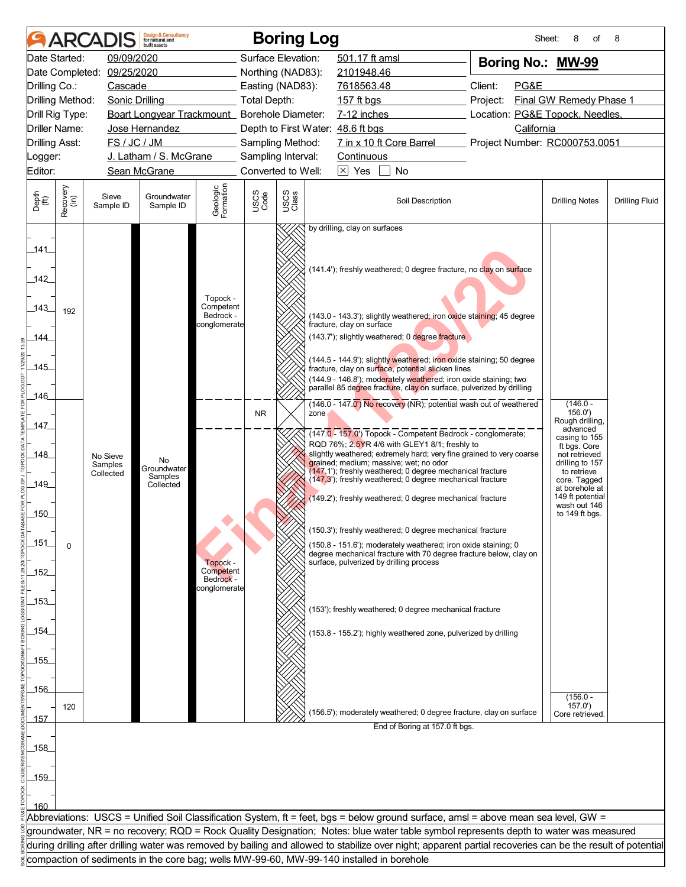# Boring Log

| | | | |
|---|---|---|---|
| Date Started: | 09/09/2020 | Surface Elevation: | 501.17 ft amsl |
| Date Completed: | 09/25/2020 | Northing (NAD83): | 2101948.46 |
| Drilling Co.: | Cascade | Easting (NAD83): | 7618563.48 |
| Drilling Method: | Sonic Drilling | Total Depth: | 157 ft bgs |
| Drill Rig Type: | Boart Longyear Trackmount | Borehole Diameter: | 7-12 inches |
| Driller Name: | Jose Hernandez | Depth to First Water: | 48.6 ft bgs |
| Drilling Asst: | FS / JC / JM | Sampling Method: | 7 in x 10 ft Core Barrel |
| Logger: | J. Latham / S. McGrane | Sampling Interval: | Continuous |
| Editor: | Sean McGrane | Converted to Well: | [X] Yes [ ] No |

**Boring No.: MW-99**

Client: PG&E
Project: Final GW Remedy Phase 1
Location: PG&E Topock, Needles, California
Project Number: RC000753.0051

| Depth (ft) | Recovery (in) | Sieve Sample ID | Groundwater Sample ID | Geologic Formation | USCS Code | USCS Class | Soil Description | Drilling Notes | Drilling Fluid |
|---|---|---|---|---|---|---|---|---|---|
| 140–146 | 192 | | | Topock - Competent Bedrock - conglomerate | | | by drilling, clay on surfaces<br>(141.4'); freshly weathered; 0 degree fracture, no clay on surface<br>(143.0 - 143.3'); slightly weathered; iron oxide staining; 45 degree fracture, clay on surface<br>(143.7'); slightly weathered; 0 degree fracture<br>(144.5 - 144.9'); slightly weathered; iron oxide staining; 50 degree fracture, clay on surface, potential slicken lines<br>(144.9 - 146.8'); moderately weathered; iron oxide staining; two parallel 85 degree fracture, clay on surface, pulverized by drilling | | |
| 146–147 | 0 | No Sieve Samples Collected | No Groundwater Samples Collected | | NR | | (146.0 - 147.0') No recovery (NR); potential wash out of weathered zone | (146.0 - 156.0') Rough drilling, advanced casing to 155 ft bgs. Core not retrieved drilling to 157 to retrieve core. Tagged at borehole at 149 ft potential wash out 146 to 149 ft bgs. | |
| 147–156 | | | | Topock - Competent Bedrock - conglomerate | | | (147.0 - 157.0') Topock - Competent Bedrock - conglomerate; RQD 76%; 2.5YR 4/6 with GLEY1 8/1; freshly to slightly weathered; extremely hard; very fine grained to very coarse grained; medium; massive; wet; no odor<br>(147.1'); freshly weathered; 0 degree mechanical fracture<br>(147.3'); freshly weathered; 0 degree mechanical fracture<br>(149.2'); freshly weathered; 0 degree mechanical fracture<br>(150.3'); freshly weathered; 0 degree mechanical fracture<br>(150.8 - 151.6'); moderately weathered; iron oxide staining; 0 degree mechanical fracture with 70 degree fracture below, clay on surface, pulverized by drilling process<br>(153'); freshly weathered; 0 degree mechanical fracture<br>(153.8 - 155.2'); highly weathered zone, pulverized by drilling | | |
| 156–157 | 120 | | | | | | (156.5'); moderately weathered; 0 degree fracture, clay on surface | (156.0 - 157.0') Core retrieved. | |

End of Boring at 157.0 ft bgs.

Abbreviations: USCS = Unified Soil Classification System, ft = feet, bgs = below ground surface, amsl = above mean sea level, GW = groundwater, NR = no recovery; RQD = Rock Quality Designation; Notes: blue water table symbol represents depth to water was measured during drilling after drilling water was removed by bailing and allowed to stabilize over night; apparent partial recoveries can be the result of potential compaction of sediments in the core bag; wells MW-99-60, MW-99-140 installed in borehole